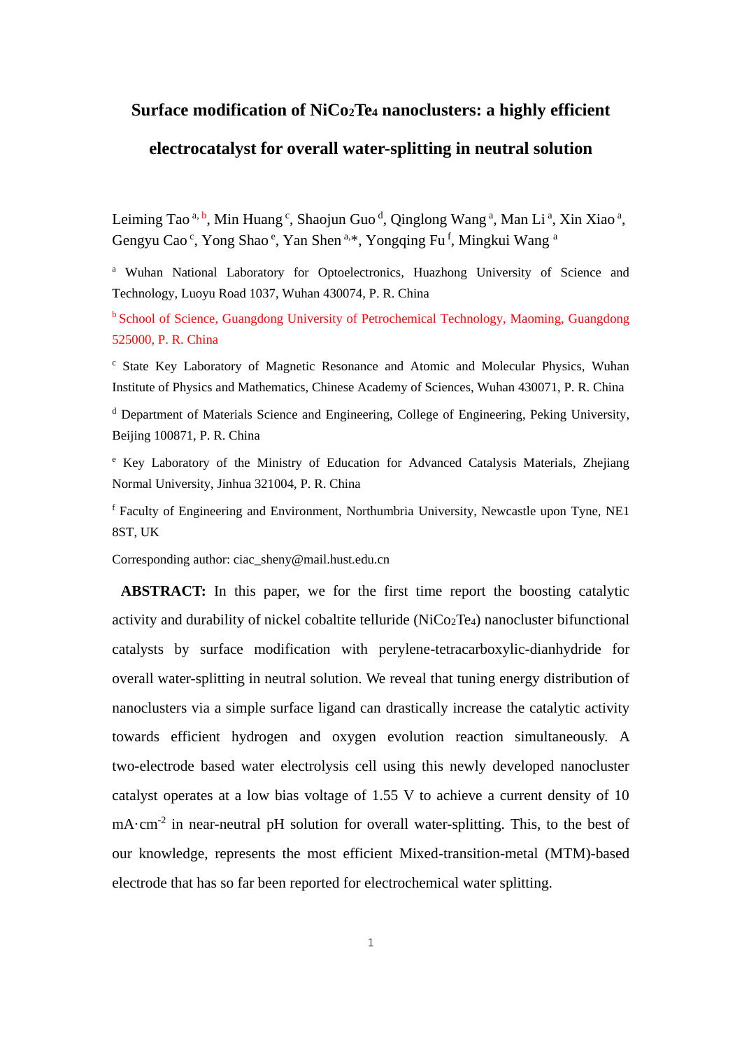# Surface modification of $NiCo_2Te_4$ nanoclusters: a highly efficient electrocatalyst for overall water-splitting in neutral solution

Leiming Tao [a, b], Min Huang [c], Shaojun Guo [d], Qinglong Wang [a], Man Li [a], Xin Xiao [a], Gengyu Cao [c], Yong Shao [e], Yan Shen [a,*], Yongqing Fu [f], Mingkui Wang [a]

[a] Wuhan National Laboratory for Optoelectronics, Huazhong University of Science and Technology, Luoyu Road 1037, Wuhan 430074, P. R. China

[b] School of Science, Guangdong University of Petrochemical Technology, Maoming, Guangdong 525000, P. R. China

[c] State Key Laboratory of Magnetic Resonance and Atomic and Molecular Physics, Wuhan Institute of Physics and Mathematics, Chinese Academy of Sciences, Wuhan 430071, P. R. China

[d] Department of Materials Science and Engineering, College of Engineering, Peking University, Beijing 100871, P. R. China

[e] Key Laboratory of the Ministry of Education for Advanced Catalysis Materials, Zhejiang Normal University, Jinhua 321004, P. R. China

[f] Faculty of Engineering and Environment, Northumbria University, Newcastle upon Tyne, NE1 8ST, UK

Corresponding author: ciac_sheny@mail.hust.edu.cn

**ABSTRACT:** In this paper, we for the first time report the boosting catalytic activity and durability of nickel cobaltite telluride ($NiCo_2Te_4$) nanocluster bifunctional catalysts by surface modification with perylene-tetracarboxylic-dianhydride for overall water-splitting in neutral solution. We reveal that tuning energy distribution of nanoclusters via a simple surface ligand can drastically increase the catalytic activity towards efficient hydrogen and oxygen evolution reaction simultaneously. A two-electrode based water electrolysis cell using this newly developed nanocluster catalyst operates at a low bias voltage of 1.55 V to achieve a current density of 10 $mA \cdot cm^{-2}$ in near-neutral pH solution for overall water-splitting. This, to the best of our knowledge, represents the most efficient Mixed-transition-metal (MTM)-based electrode that has so far been reported for electrochemical water splitting.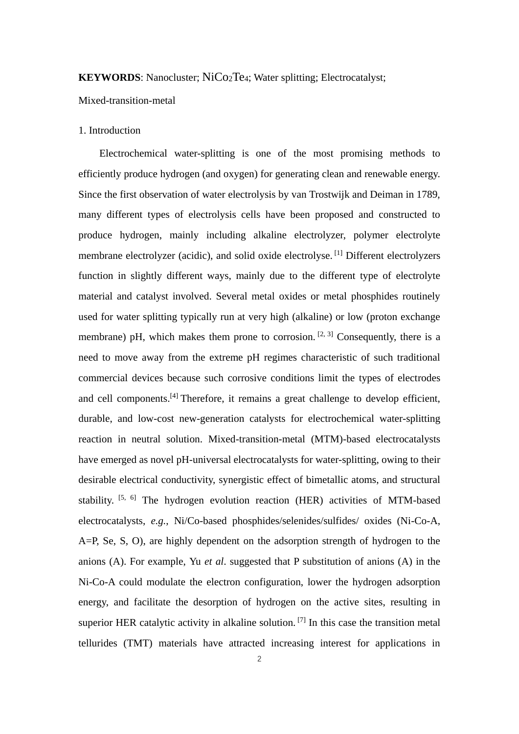**KEYWORDS**: Nanocluster; $NiCo_2Te_4$; Water splitting; Electrocatalyst; Mixed-transition-metal

## 1. Introduction

Electrochemical water-splitting is one of the most promising methods to efficiently produce hydrogen (and oxygen) for generating clean and renewable energy. Since the first observation of water electrolysis by van Trostwijk and Deiman in 1789, many different types of electrolysis cells have been proposed and constructed to produce hydrogen, mainly including alkaline electrolyzer, polymer electrolyte membrane electrolyzer (acidic), and solid oxide electrolyse. [1] Different electrolyzers function in slightly different ways, mainly due to the different type of electrolyte material and catalyst involved. Several metal oxides or metal phosphides routinely used for water splitting typically run at very high (alkaline) or low (proton exchange membrane) pH, which makes them prone to corrosion. [2, 3] Consequently, there is a need to move away from the extreme pH regimes characteristic of such traditional commercial devices because such corrosive conditions limit the types of electrodes and cell components.[4] Therefore, it remains a great challenge to develop efficient, durable, and low-cost new-generation catalysts for electrochemical water-splitting reaction in neutral solution. Mixed-transition-metal (MTM)-based electrocatalysts have emerged as novel pH-universal electrocatalysts for water-splitting, owing to their desirable electrical conductivity, synergistic effect of bimetallic atoms, and structural stability. [5, 6] The hydrogen evolution reaction (HER) activities of MTM-based electrocatalysts, *e.g.*, Ni/Co-based phosphides/selenides/sulfides/ oxides (Ni-Co-A, A=P, Se, S, O), are highly dependent on the adsorption strength of hydrogen to the anions (A). For example, Yu *et al*. suggested that P substitution of anions (A) in the Ni-Co-A could modulate the electron configuration, lower the hydrogen adsorption energy, and facilitate the desorption of hydrogen on the active sites, resulting in superior HER catalytic activity in alkaline solution. [7] In this case the transition metal tellurides (TMT) materials have attracted increasing interest for applications in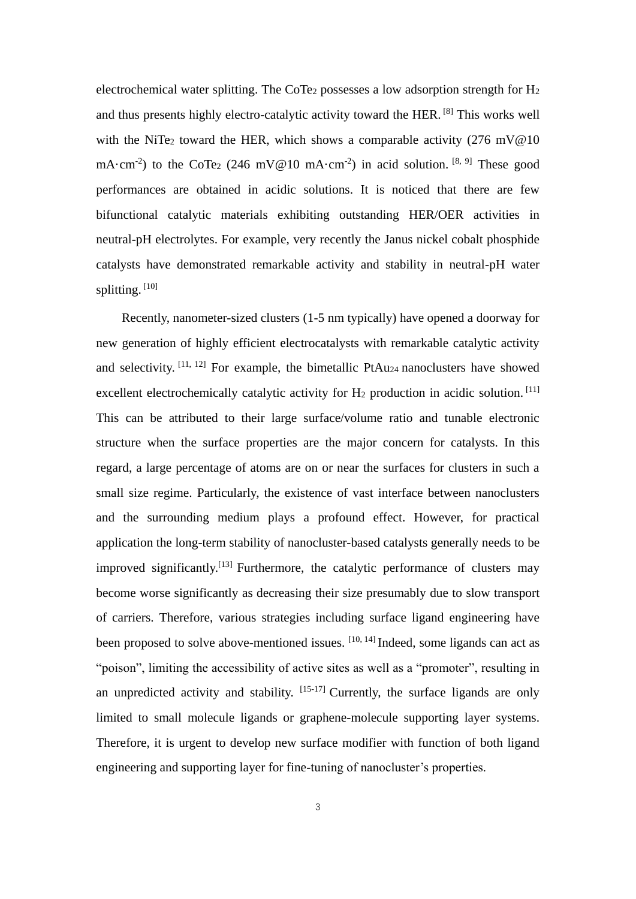electrochemical water splitting. The $CoTe_2$ possesses a low adsorption strength for $H_2$ and thus presents highly electro-catalytic activity toward the HER. [8] This works well with the $NiTe_2$ toward the HER, which shows a comparable activity (276 mV@10 mA·cm$^{-2}$) to the $CoTe_2$ (246 mV@10 mA·cm$^{-2}$) in acid solution. [8, 9] These good performances are obtained in acidic solutions. It is noticed that there are few bifunctional catalytic materials exhibiting outstanding HER/OER activities in neutral-pH electrolytes. For example, very recently the Janus nickel cobalt phosphide catalysts have demonstrated remarkable activity and stability in neutral-pH water splitting. [10]

Recently, nanometer-sized clusters (1-5 nm typically) have opened a doorway for new generation of highly efficient electrocatalysts with remarkable catalytic activity and selectivity. [11, 12] For example, the bimetallic $PtAu_{24}$ nanoclusters have showed excellent electrochemically catalytic activity for $H_2$ production in acidic solution. [11] This can be attributed to their large surface/volume ratio and tunable electronic structure when the surface properties are the major concern for catalysts. In this regard, a large percentage of atoms are on or near the surfaces for clusters in such a small size regime. Particularly, the existence of vast interface between nanoclusters and the surrounding medium plays a profound effect. However, for practical application the long-term stability of nanocluster-based catalysts generally needs to be improved significantly.[13] Furthermore, the catalytic performance of clusters may become worse significantly as decreasing their size presumably due to slow transport of carriers. Therefore, various strategies including surface ligand engineering have been proposed to solve above-mentioned issues. [10, 14] Indeed, some ligands can act as "poison", limiting the accessibility of active sites as well as a "promoter", resulting in an unpredicted activity and stability. [15-17] Currently, the surface ligands are only limited to small molecule ligands or graphene-molecule supporting layer systems. Therefore, it is urgent to develop new surface modifier with function of both ligand engineering and supporting layer for fine-tuning of nanocluster's properties.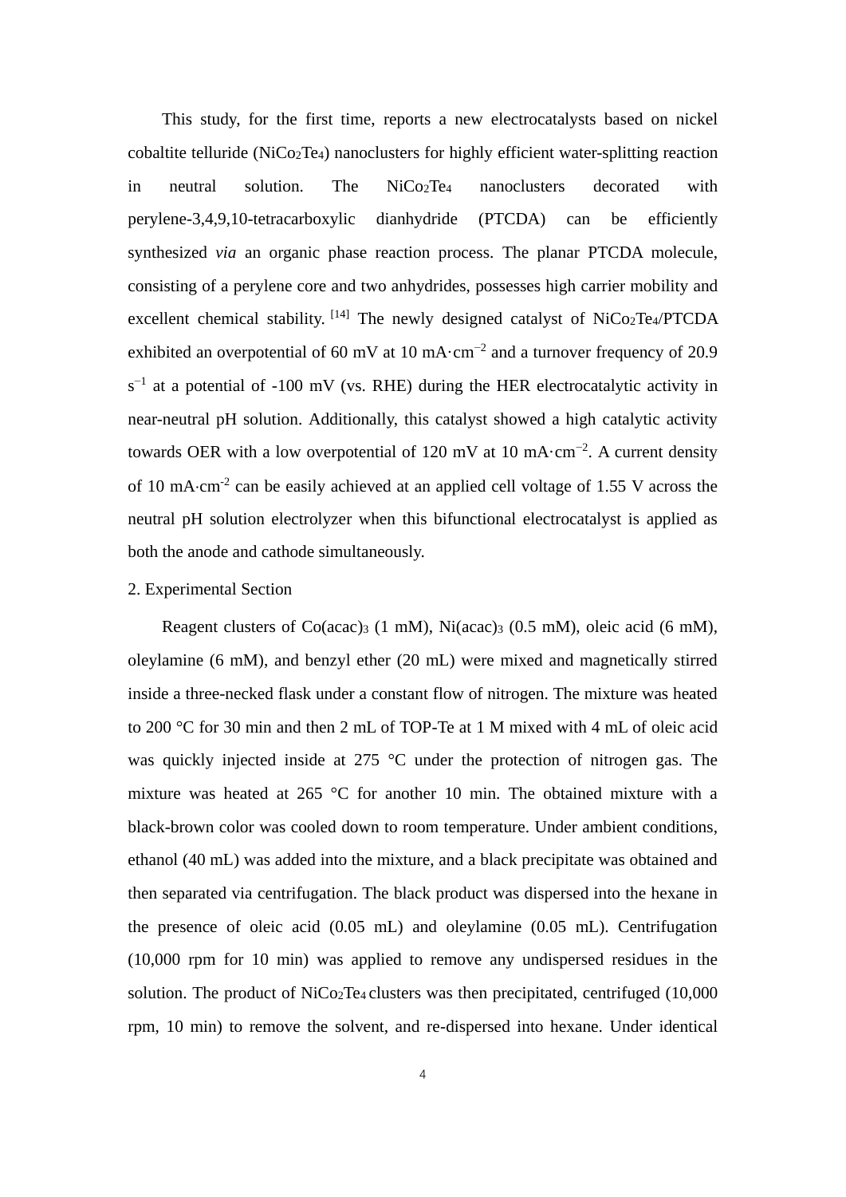This study, for the first time, reports a new electrocatalysts based on nickel cobaltite telluride ($NiCo_2Te_4$) nanoclusters for highly efficient water-splitting reaction in neutral solution. The $NiCo_2Te_4$ nanoclusters decorated with perylene-3,4,9,10-tetracarboxylic dianhydride (PTCDA) can be efficiently synthesized *via* an organic phase reaction process. The planar PTCDA molecule, consisting of a perylene core and two anhydrides, possesses high carrier mobility and excellent chemical stability. [14] The newly designed catalyst of $NiCo_2Te_4$/PTCDA exhibited an overpotential of 60 mV at 10 $mA{\cdot}cm^{-2}$ and a turnover frequency of 20.9 $s^{-1}$ at a potential of -100 mV (vs. RHE) during the HER electrocatalytic activity in near-neutral pH solution. Additionally, this catalyst showed a high catalytic activity towards OER with a low overpotential of 120 mV at 10 $mA{\cdot}cm^{-2}$. A current density of 10 $mA{\cdot}cm^{-2}$ can be easily achieved at an applied cell voltage of 1.55 V across the neutral pH solution electrolyzer when this bifunctional electrocatalyst is applied as both the anode and cathode simultaneously.

## 2. Experimental Section

Reagent clusters of $Co(acac)_3$ (1 mM), $Ni(acac)_3$ (0.5 mM), oleic acid (6 mM), oleylamine (6 mM), and benzyl ether (20 mL) were mixed and magnetically stirred inside a three-necked flask under a constant flow of nitrogen. The mixture was heated to 200 °C for 30 min and then 2 mL of TOP-Te at 1 M mixed with 4 mL of oleic acid was quickly injected inside at 275 °C under the protection of nitrogen gas. The mixture was heated at 265 °C for another 10 min. The obtained mixture with a black-brown color was cooled down to room temperature. Under ambient conditions, ethanol (40 mL) was added into the mixture, and a black precipitate was obtained and then separated via centrifugation. The black product was dispersed into the hexane in the presence of oleic acid (0.05 mL) and oleylamine (0.05 mL). Centrifugation (10,000 rpm for 10 min) was applied to remove any undispersed residues in the solution. The product of $NiCo_2Te_4$ clusters was then precipitated, centrifuged (10,000 rpm, 10 min) to remove the solvent, and re-dispersed into hexane. Under identical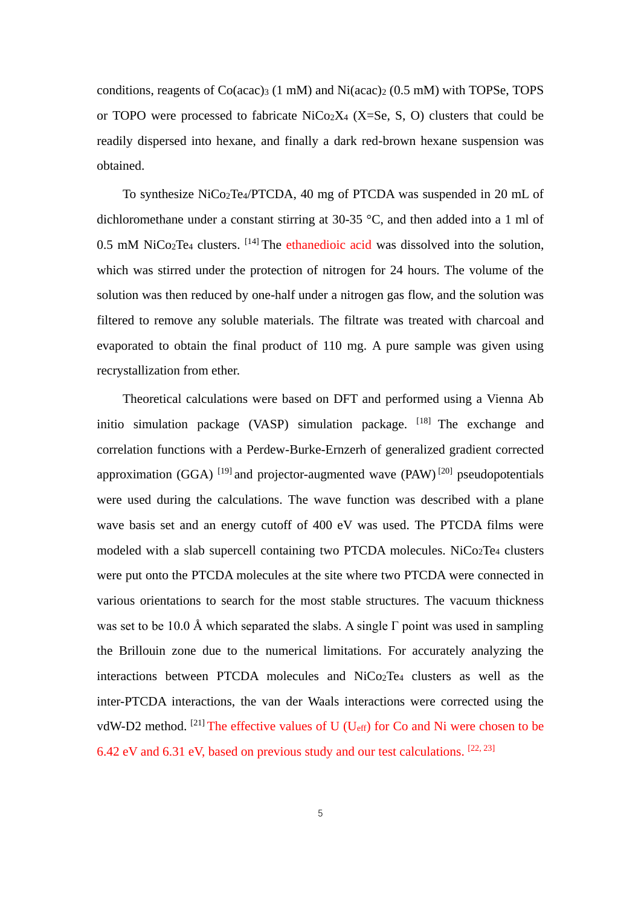conditions, reagents of $Co(acac)_3$ (1 mM) and $Ni(acac)_2$ (0.5 mM) with TOPSe, TOPS or TOPO were processed to fabricate $NiCo_2X_4$ (X=Se, S, O) clusters that could be readily dispersed into hexane, and finally a dark red-brown hexane suspension was obtained.

To synthesize $NiCo_2Te_4$/PTCDA, 40 mg of PTCDA was suspended in 20 mL of dichloromethane under a constant stirring at 30-35 °C, and then added into a 1 ml of 0.5 mM $NiCo_2Te_4$ clusters. [14] The ethanedioic acid was dissolved into the solution, which was stirred under the protection of nitrogen for 24 hours. The volume of the solution was then reduced by one-half under a nitrogen gas flow, and the solution was filtered to remove any soluble materials. The filtrate was treated with charcoal and evaporated to obtain the final product of 110 mg. A pure sample was given using recrystallization from ether.

Theoretical calculations were based on DFT and performed using a Vienna Ab initio simulation package (VASP) simulation package. [18] The exchange and correlation functions with a Perdew-Burke-Ernzerh of generalized gradient corrected approximation (GGA) [19] and projector-augmented wave (PAW) [20] pseudopotentials were used during the calculations. The wave function was described with a plane wave basis set and an energy cutoff of 400 eV was used. The PTCDA films were modeled with a slab supercell containing two PTCDA molecules. $NiCo_2Te_4$ clusters were put onto the PTCDA molecules at the site where two PTCDA were connected in various orientations to search for the most stable structures. The vacuum thickness was set to be 10.0 Å which separated the slabs. A single Γ point was used in sampling the Brillouin zone due to the numerical limitations. For accurately analyzing the interactions between PTCDA molecules and $NiCo_2Te_4$ clusters as well as the inter-PTCDA interactions, the van der Waals interactions were corrected using the vdW-D2 method. [21] The effective values of U ($U_{eff}$) for Co and Ni were chosen to be 6.42 eV and 6.31 eV, based on previous study and our test calculations. [22, 23]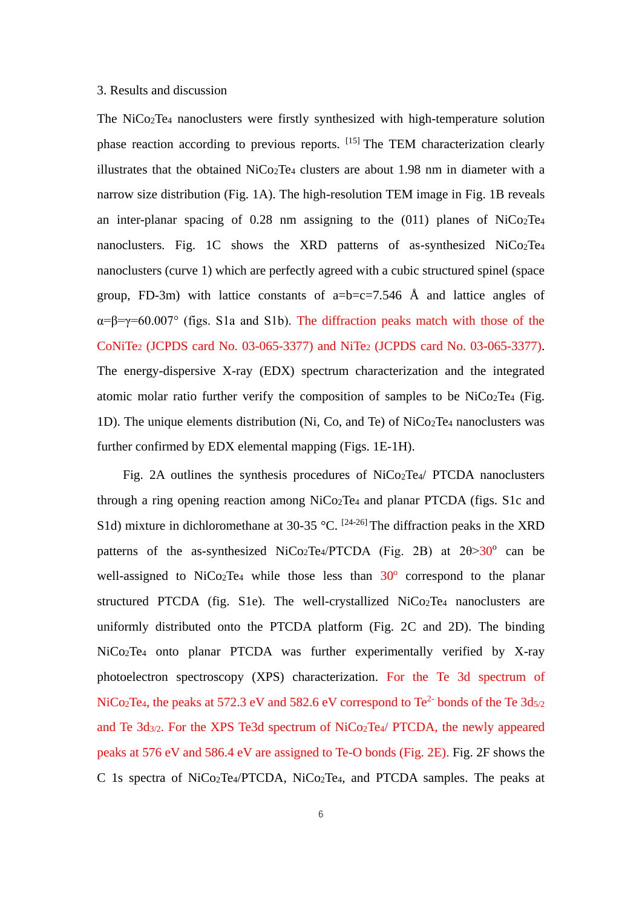## 3. Results and discussion

The $NiCo_2Te_4$ nanoclusters were firstly synthesized with high-temperature solution phase reaction according to previous reports. [15] The TEM characterization clearly illustrates that the obtained $NiCo_2Te_4$ clusters are about 1.98 nm in diameter with a narrow size distribution (Fig. 1A). The high-resolution TEM image in Fig. 1B reveals an inter-planar spacing of 0.28 nm assigning to the (011) planes of $NiCo_2Te_4$ nanoclusters. Fig. 1C shows the XRD patterns of as-synthesized $NiCo_2Te_4$ nanoclusters (curve 1) which are perfectly agreed with a cubic structured spinel (space group, FD-3m) with lattice constants of a=b=c=7.546 Å and lattice angles of $\alpha=\beta=\gamma=60.007°$ (figs. S1a and S1b). The diffraction peaks match with those of the $CoNiTe_2$ (JCPDS card No. 03-065-3377) and $NiTe_2$ (JCPDS card No. 03-065-3377). The energy-dispersive X-ray (EDX) spectrum characterization and the integrated atomic molar ratio further verify the composition of samples to be $NiCo_2Te_4$ (Fig. 1D). The unique elements distribution (Ni, Co, and Te) of $NiCo_2Te_4$ nanoclusters was further confirmed by EDX elemental mapping (Figs. 1E-1H).

Fig. 2A outlines the synthesis procedures of $NiCo_2Te_4$/ PTCDA nanoclusters through a ring opening reaction among $NiCo_2Te_4$ and planar PTCDA (figs. S1c and S1d) mixture in dichloromethane at 30-35 °C. [24-26] The diffraction peaks in the XRD patterns of the as-synthesized $NiCo_2Te_4$/PTCDA (Fig. 2B) at $2\theta>30^{o}$ can be well-assigned to $NiCo_2Te_4$ while those less than $30^{o}$ correspond to the planar structured PTCDA (fig. S1e). The well-crystallized $NiCo_2Te_4$ nanoclusters are uniformly distributed onto the PTCDA platform (Fig. 2C and 2D). The binding $NiCo_2Te_4$ onto planar PTCDA was further experimentally verified by X-ray photoelectron spectroscopy (XPS) characterization. For the Te 3d spectrum of $NiCo_2Te_4$, the peaks at 572.3 eV and 582.6 eV correspond to $Te^{2-}$ bonds of the Te $3d_{5/2}$ and Te $3d_{3/2}$. For the XPS Te3d spectrum of $NiCo_2Te_4$/ PTCDA, the newly appeared peaks at 576 eV and 586.4 eV are assigned to Te-O bonds (Fig. 2E). Fig. 2F shows the C 1s spectra of $NiCo_2Te_4$/PTCDA, $NiCo_2Te_4$, and PTCDA samples. The peaks at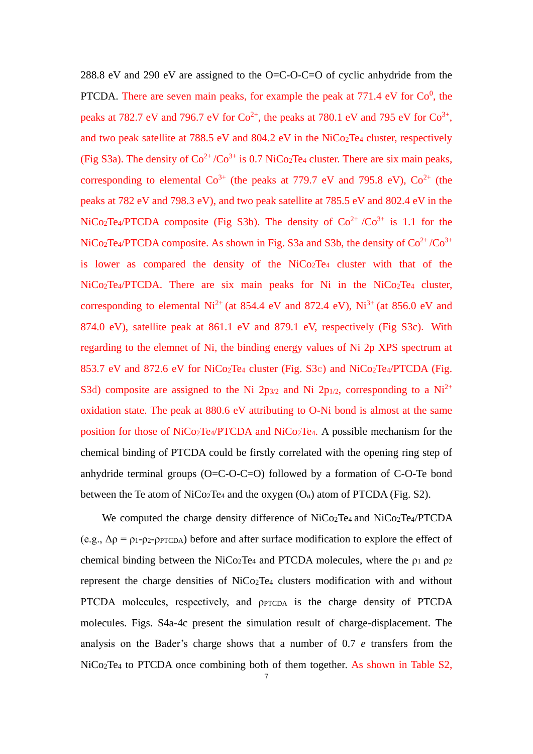288.8 eV and 290 eV are assigned to the O=C-O-C=O of cyclic anhydride from the PTCDA. There are seven main peaks, for example the peak at 771.4 eV for $Co^0$, the peaks at 782.7 eV and 796.7 eV for $Co^{2+}$, the peaks at 780.1 eV and 795 eV for $Co^{3+}$, and two peak satellite at 788.5 eV and 804.2 eV in the $NiCo_2Te_4$ cluster, respectively (Fig S3a). The density of $Co^{2+}$ /$Co^{3+}$ is 0.7 $NiCo_2Te_4$ cluster. There are six main peaks, corresponding to elemental $Co^{3+}$ (the peaks at 779.7 eV and 795.8 eV), $Co^{2+}$ (the peaks at 782 eV and 798.3 eV), and two peak satellite at 785.5 eV and 802.4 eV in the $NiCo_2Te_4$/PTCDA composite (Fig S3b). The density of $Co^{2+}$ /$Co^{3+}$ is 1.1 for the $NiCo_2Te_4$/PTCDA composite. As shown in Fig. S3a and S3b, the density of $Co^{2+}$ /$Co^{3+}$ is lower as compared the density of the $NiCo_2Te_4$ cluster with that of the $NiCo_2Te_4$/PTCDA. There are six main peaks for Ni in the $NiCo_2Te_4$ cluster, corresponding to elemental $Ni^{2+}$ (at 854.4 eV and 872.4 eV), $Ni^{3+}$ (at 856.0 eV and 874.0 eV), satellite peak at 861.1 eV and 879.1 eV, respectively (Fig S3c). With regarding to the elemnet of Ni, the binding energy values of Ni 2p XPS spectrum at 853.7 eV and 872.6 eV for $NiCo_2Te_4$ cluster (Fig. S3c) and $NiCo_2Te_4$/PTCDA (Fig. S3d) composite are assigned to the Ni $2p_{3/2}$ and Ni $2p_{1/2}$, corresponding to a $Ni^{2+}$ oxidation state. The peak at 880.6 eV attributing to O-Ni bond is almost at the same position for those of $NiCo_2Te_4$/PTCDA and $NiCo_2Te_4$. A possible mechanism for the chemical binding of PTCDA could be firstly correlated with the opening ring step of anhydride terminal groups (O=C-O-C=O) followed by a formation of C-O-Te bond between the Te atom of $NiCo_2Te_4$ and the oxygen ($O_a$) atom of PTCDA (Fig. S2).

We computed the charge density difference of $NiCo_2Te_4$ and $NiCo_2Te_4$/PTCDA (e.g., $\Delta\rho = \rho_1 - \rho_2 - \rho_{PTCDA}$) before and after surface modification to explore the effect of chemical binding between the $NiCo_2Te_4$ and PTCDA molecules, where the $\rho_1$ and $\rho_2$ represent the charge densities of $NiCo_2Te_4$ clusters modification with and without PTCDA molecules, respectively, and $\rho_{PTCDA}$ is the charge density of PTCDA molecules. Figs. S4a-4c present the simulation result of charge-displacement. The analysis on the Bader's charge shows that a number of 0.7 $e$ transfers from the $NiCo_2Te_4$ to PTCDA once combining both of them together. As shown in Table S2,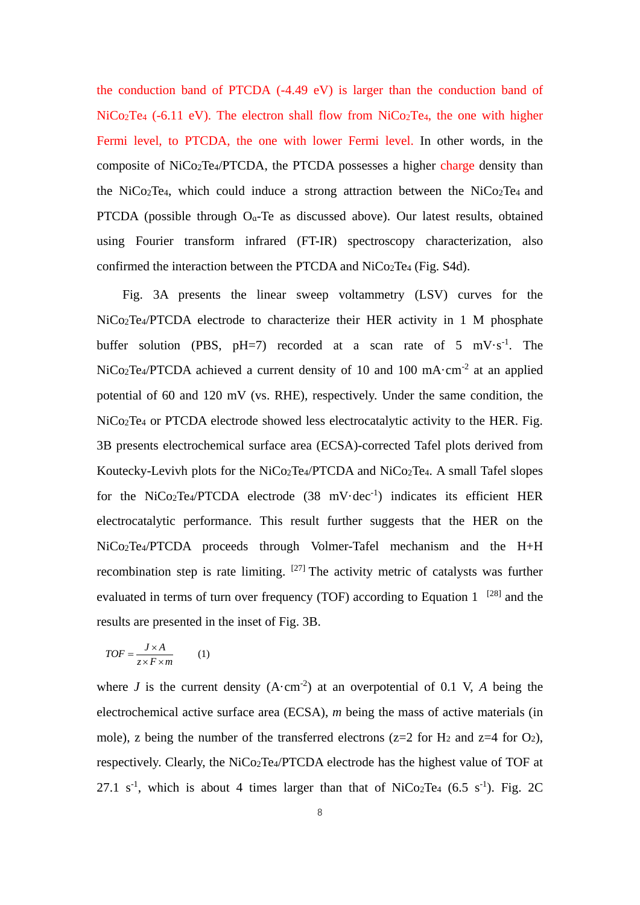the conduction band of PTCDA (-4.49 eV) is larger than the conduction band of $NiCo_2Te_4$ (-6.11 eV). The electron shall flow from $NiCo_2Te_4$, the one with higher Fermi level, to PTCDA, the one with lower Fermi level. In other words, in the composite of $NiCo_2Te_4$/PTCDA, the PTCDA possesses a higher charge density than the $NiCo_2Te_4$, which could induce a strong attraction between the $NiCo_2Te_4$ and PTCDA (possible through $O_a$-Te as discussed above). Our latest results, obtained using Fourier transform infrared (FT-IR) spectroscopy characterization, also confirmed the interaction between the PTCDA and $NiCo_2Te_4$ (Fig. S4d).

Fig. 3A presents the linear sweep voltammetry (LSV) curves for the $NiCo_2Te_4$/PTCDA electrode to characterize their HER activity in 1 M phosphate buffer solution (PBS, pH=7) recorded at a scan rate of 5 $mV \cdot s^{-1}$. The $NiCo_2Te_4$/PTCDA achieved a current density of 10 and 100 $mA \cdot cm^{-2}$ at an applied potential of 60 and 120 mV (vs. RHE), respectively. Under the same condition, the $NiCo_2Te_4$ or PTCDA electrode showed less electrocatalytic activity to the HER. Fig. 3B presents electrochemical surface area (ECSA)-corrected Tafel plots derived from Koutecky-Levivh plots for the $NiCo_2Te_4$/PTCDA and $NiCo_2Te_4$. A small Tafel slopes for the $NiCo_2Te_4$/PTCDA electrode (38 $mV \cdot dec^{-1}$) indicates its efficient HER electrocatalytic performance. This result further suggests that the HER on the $NiCo_2Te_4$/PTCDA proceeds through Volmer-Tafel mechanism and the H+H recombination step is rate limiting. [27] The activity metric of catalysts was further evaluated in terms of turn over frequency (TOF) according to Equation 1 [28] and the results are presented in the inset of Fig. 3B.

$$TOF = \frac{J \times A}{z \times F \times m} \qquad (1)$$

where $J$ is the current density ($A \cdot cm^{-2}$) at an overpotential of 0.1 V, $A$ being the electrochemical active surface area (ECSA), $m$ being the mass of active materials (in mole), z being the number of the transferred electrons (z=2 for $H_2$ and z=4 for $O_2$), respectively. Clearly, the $NiCo_2Te_4$/PTCDA electrode has the highest value of TOF at 27.1 $s^{-1}$, which is about 4 times larger than that of $NiCo_2Te_4$ (6.5 $s^{-1}$). Fig. 2C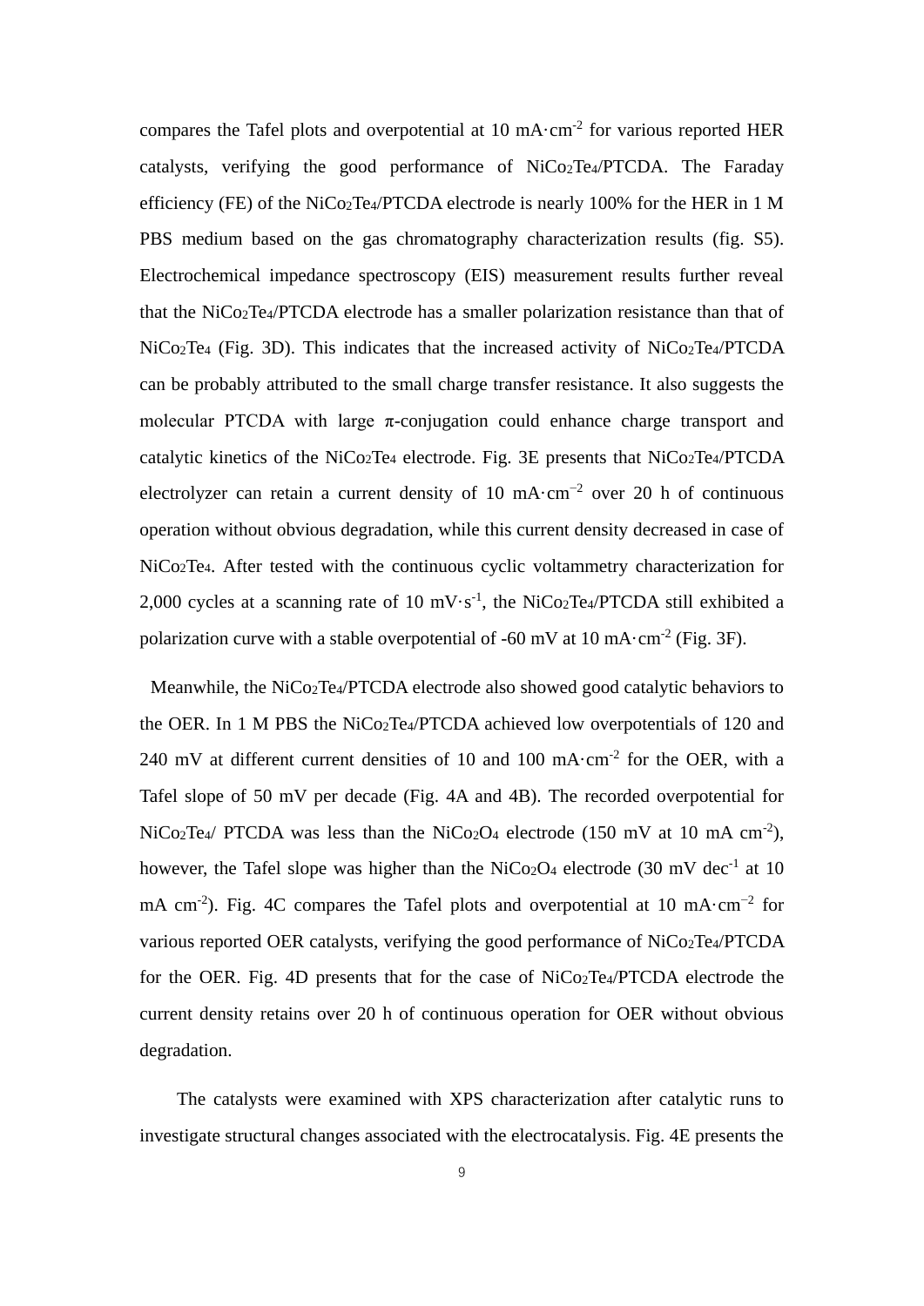compares the Tafel plots and overpotential at 10 mA·cm$^{-2}$ for various reported HER catalysts, verifying the good performance of $NiCo_2Te_4$/PTCDA. The Faraday efficiency (FE) of the $NiCo_2Te_4$/PTCDA electrode is nearly 100% for the HER in 1 M PBS medium based on the gas chromatography characterization results (fig. S5). Electrochemical impedance spectroscopy (EIS) measurement results further reveal that the $NiCo_2Te_4$/PTCDA electrode has a smaller polarization resistance than that of $NiCo_2Te_4$ (Fig. 3D). This indicates that the increased activity of $NiCo_2Te_4$/PTCDA can be probably attributed to the small charge transfer resistance. It also suggests the molecular PTCDA with large π-conjugation could enhance charge transport and catalytic kinetics of the $NiCo_2Te_4$ electrode. Fig. 3E presents that $NiCo_2Te_4$/PTCDA electrolyzer can retain a current density of 10 mA·cm$^{-2}$ over 20 h of continuous operation without obvious degradation, while this current density decreased in case of $NiCo_2Te_4$. After tested with the continuous cyclic voltammetry characterization for 2,000 cycles at a scanning rate of 10 mV·s$^{-1}$, the $NiCo_2Te_4$/PTCDA still exhibited a polarization curve with a stable overpotential of -60 mV at 10 mA·cm$^{-2}$ (Fig. 3F).

Meanwhile, the $NiCo_2Te_4$/PTCDA electrode also showed good catalytic behaviors to the OER. In 1 M PBS the $NiCo_2Te_4$/PTCDA achieved low overpotentials of 120 and 240 mV at different current densities of 10 and 100 mA·cm$^{-2}$ for the OER, with a Tafel slope of 50 mV per decade (Fig. 4A and 4B). The recorded overpotential for $NiCo_2Te_4$/ PTCDA was less than the $NiCo_2O_4$ electrode (150 mV at 10 mA cm$^{-2}$), however, the Tafel slope was higher than the $NiCo_2O_4$ electrode (30 mV dec$^{-1}$ at 10 mA cm$^{-2}$). Fig. 4C compares the Tafel plots and overpotential at 10 mA·cm$^{-2}$ for various reported OER catalysts, verifying the good performance of $NiCo_2Te_4$/PTCDA for the OER. Fig. 4D presents that for the case of $NiCo_2Te_4$/PTCDA electrode the current density retains over 20 h of continuous operation for OER without obvious degradation.

The catalysts were examined with XPS characterization after catalytic runs to investigate structural changes associated with the electrocatalysis. Fig. 4E presents the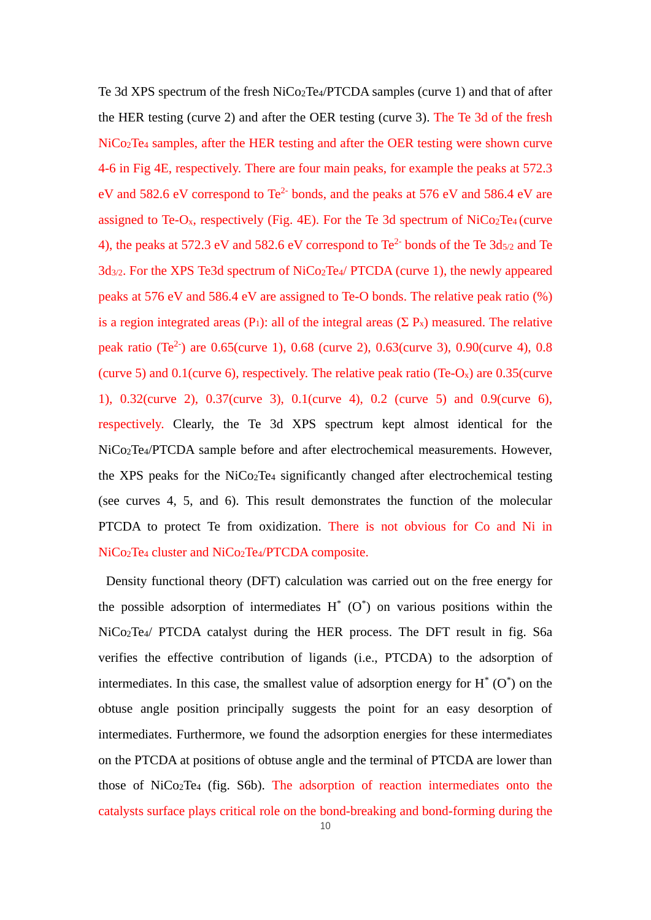Te 3d XPS spectrum of the fresh $NiCo_2Te_4$/PTCDA samples (curve 1) and that of after the HER testing (curve 2) and after the OER testing (curve 3). The Te 3d of the fresh $NiCo_2Te_4$ samples, after the HER testing and after the OER testing were shown curve 4-6 in Fig 4E, respectively. There are four main peaks, for example the peaks at 572.3 eV and 582.6 eV correspond to $Te^{2-}$ bonds, and the peaks at 576 eV and 586.4 eV are assigned to Te-$O_x$, respectively (Fig. 4E). For the Te 3d spectrum of $NiCo_2Te_4$ (curve 4), the peaks at 572.3 eV and 582.6 eV correspond to $Te^{2-}$ bonds of the Te $3d_{5/2}$ and Te $3d_{3/2}$. For the XPS Te3d spectrum of $NiCo_2Te_4$/ PTCDA (curve 1), the newly appeared peaks at 576 eV and 586.4 eV are assigned to Te-O bonds. The relative peak ratio (%) is a region integrated areas ($P_1$): all of the integral areas ($\Sigma$ $P_x$) measured. The relative peak ratio ($Te^{2-}$) are 0.65(curve 1), 0.68 (curve 2), 0.63(curve 3), 0.90(curve 4), 0.8 (curve 5) and 0.1(curve 6), respectively. The relative peak ratio (Te-$O_x$) are 0.35(curve 1), 0.32(curve 2), 0.37(curve 3), 0.1(curve 4), 0.2 (curve 5) and 0.9(curve 6), respectively. Clearly, the Te 3d XPS spectrum kept almost identical for the $NiCo_2Te_4$/PTCDA sample before and after electrochemical measurements. However, the XPS peaks for the $NiCo_2Te_4$ significantly changed after electrochemical testing (see curves 4, 5, and 6). This result demonstrates the function of the molecular PTCDA to protect Te from oxidization. There is not obvious for Co and Ni in $NiCo_2Te_4$ cluster and $NiCo_2Te_4$/PTCDA composite.

Density functional theory (DFT) calculation was carried out on the free energy for the possible adsorption of intermediates $H^*$ ($O^*$) on various positions within the $NiCo_2Te_4$/ PTCDA catalyst during the HER process. The DFT result in fig. S6a verifies the effective contribution of ligands (i.e., PTCDA) to the adsorption of intermediates. In this case, the smallest value of adsorption energy for $H^*$ ($O^*$) on the obtuse angle position principally suggests the point for an easy desorption of intermediates. Furthermore, we found the adsorption energies for these intermediates on the PTCDA at positions of obtuse angle and the terminal of PTCDA are lower than those of $NiCo_2Te_4$ (fig. S6b). The adsorption of reaction intermediates onto the catalysts surface plays critical role on the bond-breaking and bond-forming during the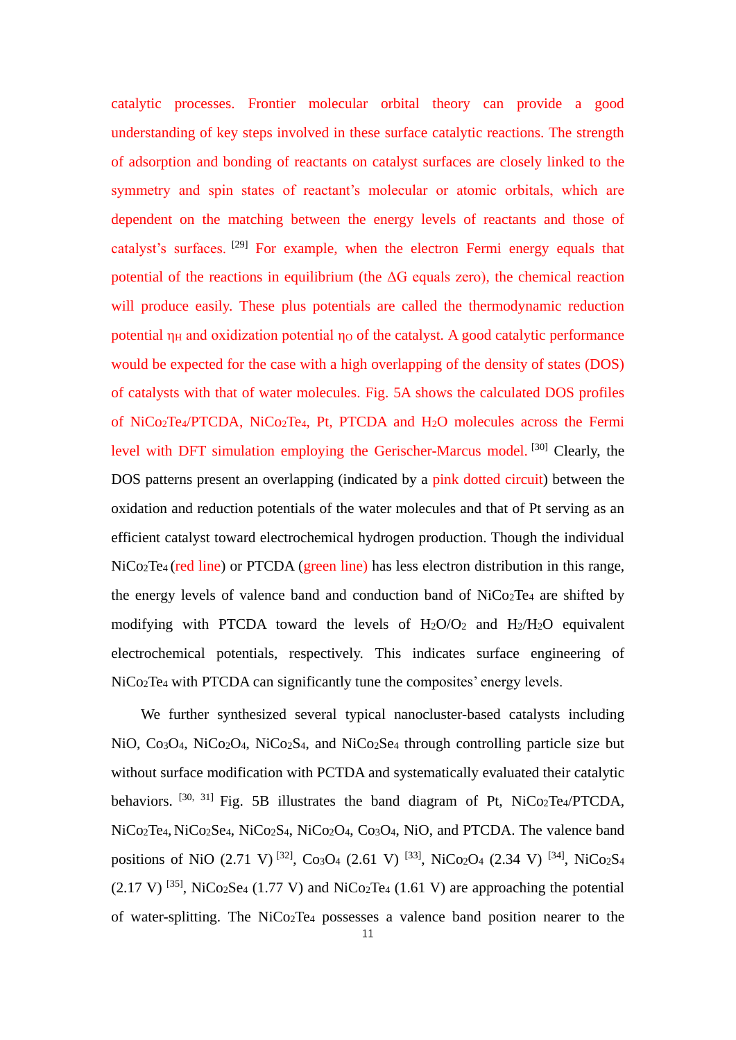catalytic processes. Frontier molecular orbital theory can provide a good understanding of key steps involved in these surface catalytic reactions. The strength of adsorption and bonding of reactants on catalyst surfaces are closely linked to the symmetry and spin states of reactant's molecular or atomic orbitals, which are dependent on the matching between the energy levels of reactants and those of catalyst's surfaces. [29] For example, when the electron Fermi energy equals that potential of the reactions in equilibrium (the $\Delta G$ equals zero), the chemical reaction will produce easily. These plus potentials are called the thermodynamic reduction potential $\eta_H$ and oxidization potential $\eta_O$ of the catalyst. A good catalytic performance would be expected for the case with a high overlapping of the density of states (DOS) of catalysts with that of water molecules. Fig. 5A shows the calculated DOS profiles of $NiCo_2Te_4$/PTCDA, $NiCo_2Te_4$, Pt, PTCDA and $H_2O$ molecules across the Fermi level with DFT simulation employing the Gerischer-Marcus model. [30] Clearly, the DOS patterns present an overlapping (indicated by a pink dotted circuit) between the oxidation and reduction potentials of the water molecules and that of Pt serving as an efficient catalyst toward electrochemical hydrogen production. Though the individual $NiCo_2Te_4$ (red line) or PTCDA (green line) has less electron distribution in this range, the energy levels of valence band and conduction band of $NiCo_2Te_4$ are shifted by modifying with PTCDA toward the levels of $H_2O/O_2$ and $H_2/H_2O$ equivalent electrochemical potentials, respectively. This indicates surface engineering of $NiCo_2Te_4$ with PTCDA can significantly tune the composites' energy levels.

We further synthesized several typical nanocluster-based catalysts including NiO, $Co_3O_4$, $NiCo_2O_4$, $NiCo_2S_4$, and $NiCo_2Se_4$ through controlling particle size but without surface modification with PCTDA and systematically evaluated their catalytic behaviors. [30, 31] Fig. 5B illustrates the band diagram of Pt, $NiCo_2Te_4$/PTCDA, $NiCo_2Te_4$, $NiCo_2Se_4$, $NiCo_2S_4$, $NiCo_2O_4$, $Co_3O_4$, NiO, and PTCDA. The valence band positions of NiO (2.71 V) [32], $Co_3O_4$ (2.61 V) [33], $NiCo_2O_4$ (2.34 V) [34], $NiCo_2S_4$ (2.17 V) [35], $NiCo_2Se_4$ (1.77 V) and $NiCo_2Te_4$ (1.61 V) are approaching the potential of water-splitting. The $NiCo_2Te_4$ possesses a valence band position nearer to the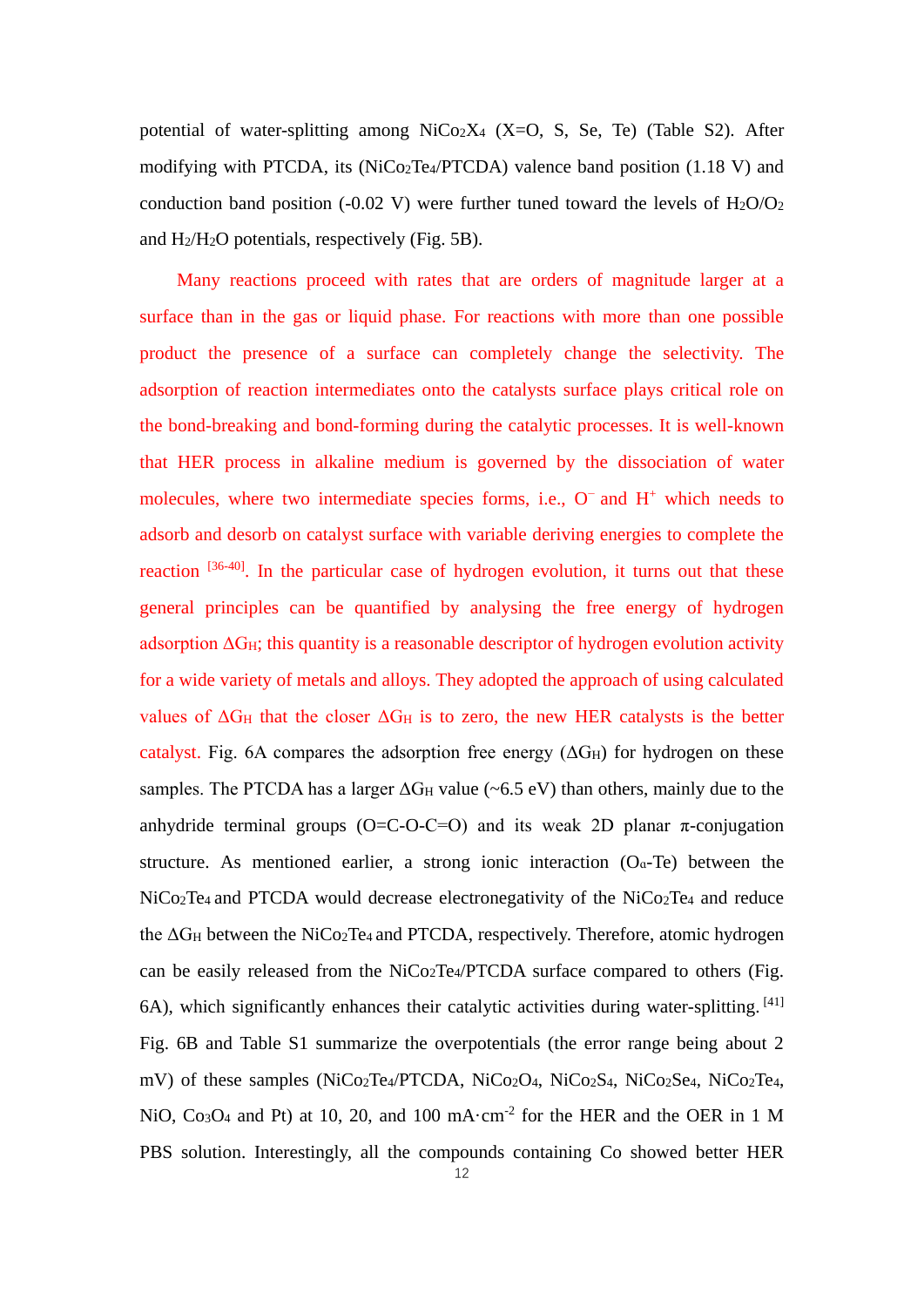potential of water-splitting among $NiCo_2X_4$ (X=O, S, Se, Te) (Table S2). After modifying with PTCDA, its ($NiCo_2Te_4$/PTCDA) valence band position (1.18 V) and conduction band position (-0.02 V) were further tuned toward the levels of $H_2O/O_2$ and $H_2/H_2O$ potentials, respectively (Fig. 5B).

Many reactions proceed with rates that are orders of magnitude larger at a surface than in the gas or liquid phase. For reactions with more than one possible product the presence of a surface can completely change the selectivity. The adsorption of reaction intermediates onto the catalysts surface plays critical role on the bond-breaking and bond-forming during the catalytic processes. It is well-known that HER process in alkaline medium is governed by the dissociation of water molecules, where two intermediate species forms, i.e., $O^-$ and $H^+$ which needs to adsorb and desorb on catalyst surface with variable deriving energies to complete the reaction [36-40]. In the particular case of hydrogen evolution, it turns out that these general principles can be quantified by analysing the free energy of hydrogen adsorption $\Delta G_H$; this quantity is a reasonable descriptor of hydrogen evolution activity for a wide variety of metals and alloys. They adopted the approach of using calculated values of $\Delta G_H$ that the closer $\Delta G_H$ is to zero, the new HER catalysts is the better catalyst. Fig. 6A compares the adsorption free energy ($\Delta G_H$) for hydrogen on these samples. The PTCDA has a larger $\Delta G_H$ value (~6.5 eV) than others, mainly due to the anhydride terminal groups (O=C-O-C=O) and its weak 2D planar π-conjugation structure. As mentioned earlier, a strong ionic interaction ($O_\alpha$-Te) between the $NiCo_2Te_4$ and PTCDA would decrease electronegativity of the $NiCo_2Te_4$ and reduce the $\Delta G_H$ between the $NiCo_2Te_4$ and PTCDA, respectively. Therefore, atomic hydrogen can be easily released from the $NiCo_2Te_4$/PTCDA surface compared to others (Fig. 6A), which significantly enhances their catalytic activities during water-splitting. [41] Fig. 6B and Table S1 summarize the overpotentials (the error range being about 2 mV) of these samples ($NiCo_2Te_4$/PTCDA, $NiCo_2O_4$, $NiCo_2S_4$, $NiCo_2Se_4$, $NiCo_2Te_4$, NiO, $Co_3O_4$ and Pt) at 10, 20, and 100 $mA\cdot cm^{-2}$ for the HER and the OER in 1 M PBS solution. Interestingly, all the compounds containing Co showed better HER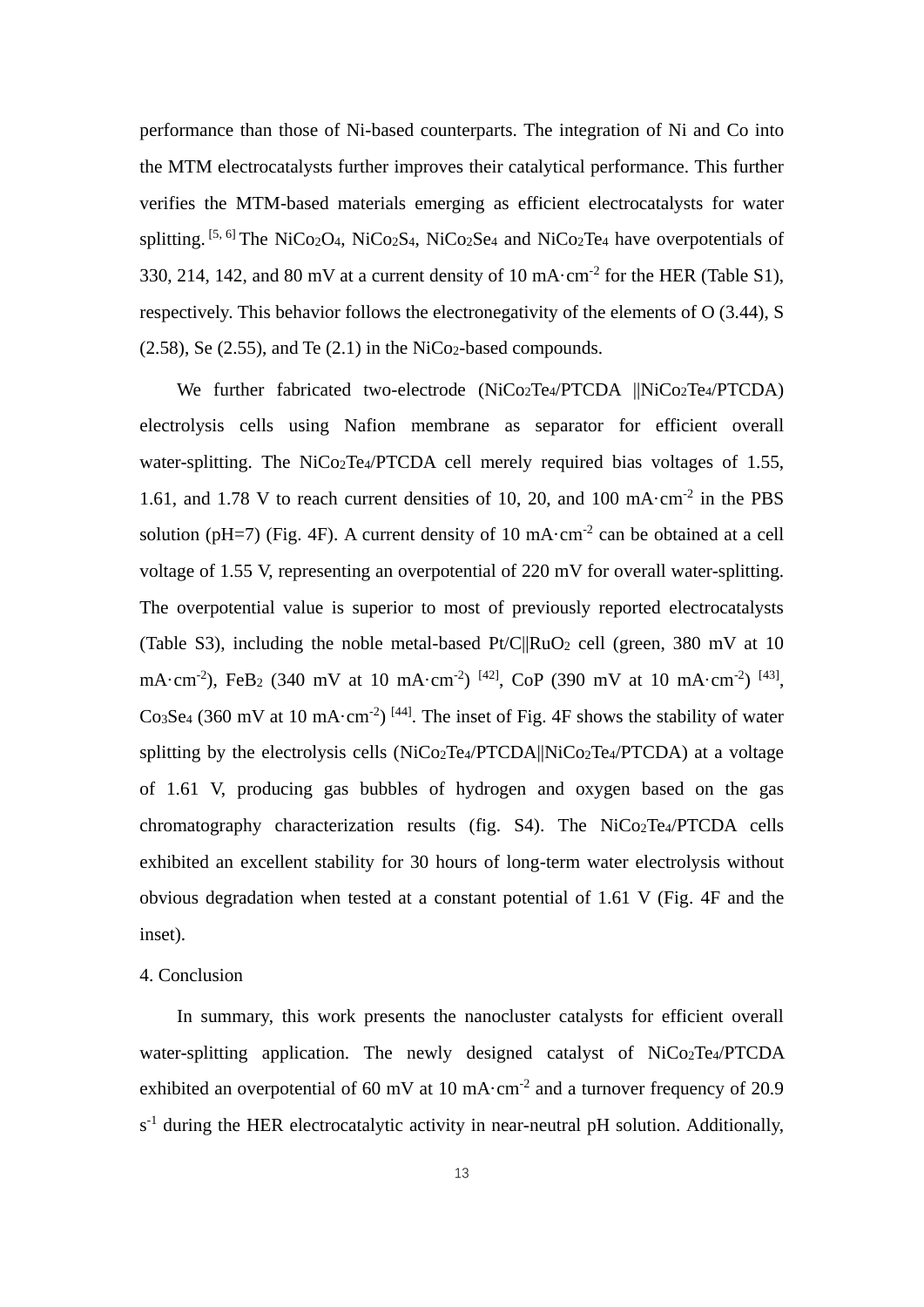performance than those of Ni-based counterparts. The integration of Ni and Co into the MTM electrocatalysts further improves their catalytical performance. This further verifies the MTM-based materials emerging as efficient electrocatalysts for water splitting. [5, 6] The $NiCo_2O_4$, $NiCo_2S_4$, $NiCo_2Se_4$ and $NiCo_2Te_4$ have overpotentials of 330, 214, 142, and 80 mV at a current density of 10 $mA{\cdot}cm^{-2}$ for the HER (Table S1), respectively. This behavior follows the electronegativity of the elements of O (3.44), S (2.58), Se (2.55), and Te (2.1) in the $NiCo_2$-based compounds.

We further fabricated two-electrode ($NiCo_2Te_4$/PTCDA ||$NiCo_2Te_4$/PTCDA) electrolysis cells using Nafion membrane as separator for efficient overall water-splitting. The $NiCo_2Te_4$/PTCDA cell merely required bias voltages of 1.55, 1.61, and 1.78 V to reach current densities of 10, 20, and 100 $mA{\cdot}cm^{-2}$ in the PBS solution (pH=7) (Fig. 4F). A current density of 10 $mA{\cdot}cm^{-2}$ can be obtained at a cell voltage of 1.55 V, representing an overpotential of 220 mV for overall water-splitting. The overpotential value is superior to most of previously reported electrocatalysts (Table S3), including the noble metal-based Pt/C||$RuO_2$ cell (green, 380 mV at 10 $mA{\cdot}cm^{-2}$), $FeB_2$ (340 mV at 10 $mA{\cdot}cm^{-2}$) [42], CoP (390 mV at 10 $mA{\cdot}cm^{-2}$) [43], $Co_3Se_4$ (360 mV at 10 $mA{\cdot}cm^{-2}$) [44]. The inset of Fig. 4F shows the stability of water splitting by the electrolysis cells ($NiCo_2Te_4$/PTCDA||$NiCo_2Te_4$/PTCDA) at a voltage of 1.61 V, producing gas bubbles of hydrogen and oxygen based on the gas chromatography characterization results (fig. S4). The $NiCo_2Te_4$/PTCDA cells exhibited an excellent stability for 30 hours of long-term water electrolysis without obvious degradation when tested at a constant potential of 1.61 V (Fig. 4F and the inset).

## 4. Conclusion

In summary, this work presents the nanocluster catalysts for efficient overall water-splitting application. The newly designed catalyst of $NiCo_2Te_4$/PTCDA exhibited an overpotential of 60 mV at 10 $mA{\cdot}cm^{-2}$ and a turnover frequency of 20.9 $s^{-1}$ during the HER electrocatalytic activity in near-neutral pH solution. Additionally,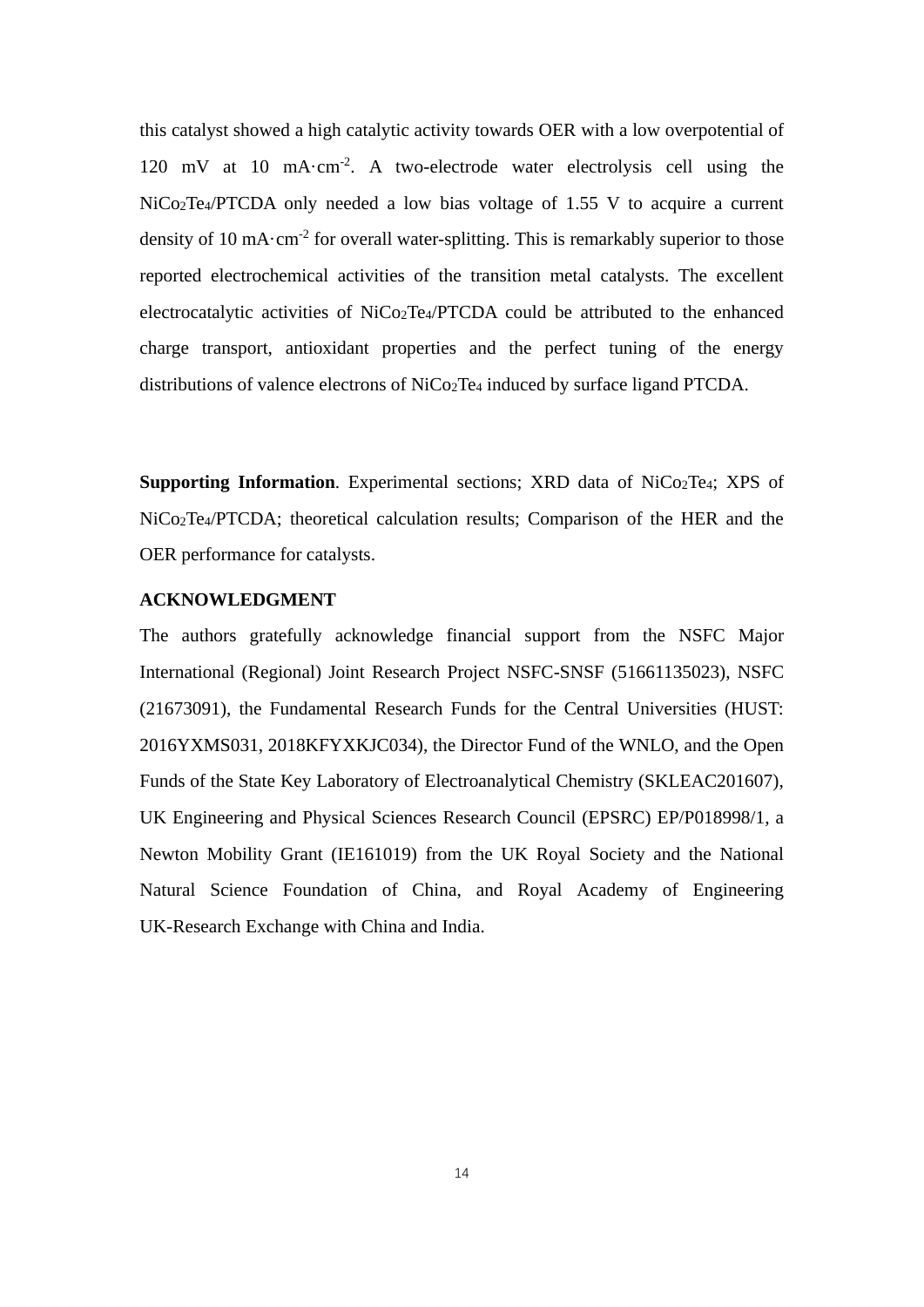this catalyst showed a high catalytic activity towards OER with a low overpotential of 120 mV at 10 $mA·cm^{-2}$. A two-electrode water electrolysis cell using the $NiCo_2Te_4$/PTCDA only needed a low bias voltage of 1.55 V to acquire a current density of 10 $mA·cm^{-2}$ for overall water-splitting. This is remarkably superior to those reported electrochemical activities of the transition metal catalysts. The excellent electrocatalytic activities of $NiCo_2Te_4$/PTCDA could be attributed to the enhanced charge transport, antioxidant properties and the perfect tuning of the energy distributions of valence electrons of $NiCo_2Te_4$ induced by surface ligand PTCDA.

**Supporting Information**. Experimental sections; XRD data of $NiCo_2Te_4$; XPS of $NiCo_2Te_4$/PTCDA; theoretical calculation results; Comparison of the HER and the OER performance for catalysts.

**ACKNOWLEDGMENT**

The authors gratefully acknowledge financial support from the NSFC Major International (Regional) Joint Research Project NSFC-SNSF (51661135023), NSFC (21673091), the Fundamental Research Funds for the Central Universities (HUST: 2016YXMS031, 2018KFYXKJC034), the Director Fund of the WNLO, and the Open Funds of the State Key Laboratory of Electroanalytical Chemistry (SKLEAC201607), UK Engineering and Physical Sciences Research Council (EPSRC) EP/P018998/1, a Newton Mobility Grant (IE161019) from the UK Royal Society and the National Natural Science Foundation of China, and Royal Academy of Engineering UK-Research Exchange with China and India.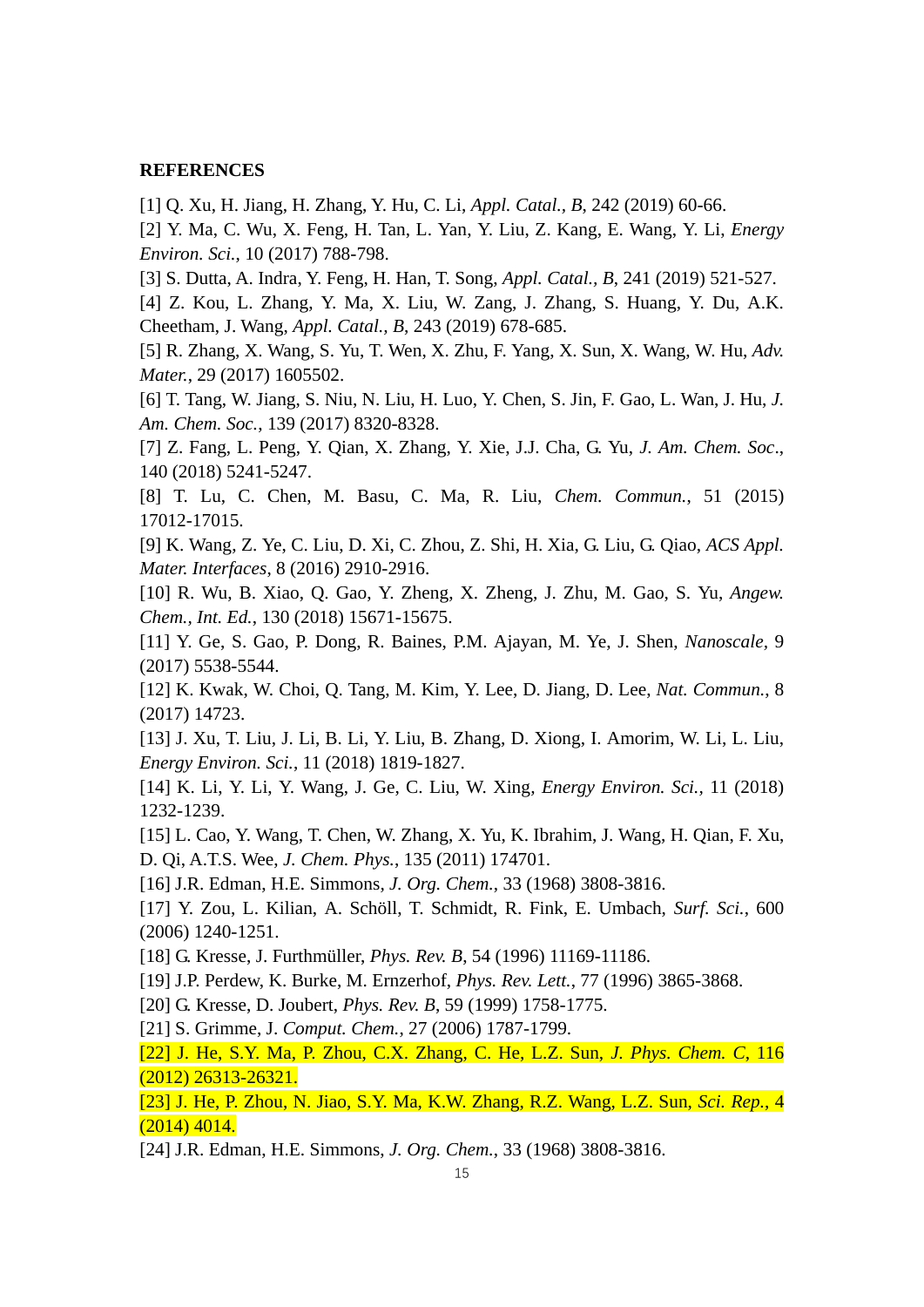## REFERENCES

[1] Q. Xu, H. Jiang, H. Zhang, Y. Hu, C. Li, *Appl. Catal., B*, 242 (2019) 60-66.

[2] Y. Ma, C. Wu, X. Feng, H. Tan, L. Yan, Y. Liu, Z. Kang, E. Wang, Y. Li, *Energy Environ. Sci.*, 10 (2017) 788-798.

[3] S. Dutta, A. Indra, Y. Feng, H. Han, T. Song, *Appl. Catal., B*, 241 (2019) 521-527.

[4] Z. Kou, L. Zhang, Y. Ma, X. Liu, W. Zang, J. Zhang, S. Huang, Y. Du, A.K. Cheetham, J. Wang, *Appl. Catal., B*, 243 (2019) 678-685.

[5] R. Zhang, X. Wang, S. Yu, T. Wen, X. Zhu, F. Yang, X. Sun, X. Wang, W. Hu, *Adv. Mater.*, 29 (2017) 1605502.

[6] T. Tang, W. Jiang, S. Niu, N. Liu, H. Luo, Y. Chen, S. Jin, F. Gao, L. Wan, J. Hu, *J. Am. Chem. Soc.*, 139 (2017) 8320-8328.

[7] Z. Fang, L. Peng, Y. Qian, X. Zhang, Y. Xie, J.J. Cha, G. Yu, *J. Am. Chem. Soc*., 140 (2018) 5241-5247.

[8] T. Lu, C. Chen, M. Basu, C. Ma, R. Liu, *Chem. Commun.*, 51 (2015) 17012-17015.

[9] K. Wang, Z. Ye, C. Liu, D. Xi, C. Zhou, Z. Shi, H. Xia, G. Liu, G. Qiao, *ACS Appl. Mater. Interfaces*, 8 (2016) 2910-2916.

[10] R. Wu, B. Xiao, Q. Gao, Y. Zheng, X. Zheng, J. Zhu, M. Gao, S. Yu, *Angew. Chem., Int. Ed.*, 130 (2018) 15671-15675.

[11] Y. Ge, S. Gao, P. Dong, R. Baines, P.M. Ajayan, M. Ye, J. Shen, *Nanoscale*, 9 (2017) 5538-5544.

[12] K. Kwak, W. Choi, Q. Tang, M. Kim, Y. Lee, D. Jiang, D. Lee, *Nat. Commun.*, 8 (2017) 14723.

[13] J. Xu, T. Liu, J. Li, B. Li, Y. Liu, B. Zhang, D. Xiong, I. Amorim, W. Li, L. Liu, *Energy Environ. Sci.*, 11 (2018) 1819-1827.

[14] K. Li, Y. Li, Y. Wang, J. Ge, C. Liu, W. Xing, *Energy Environ. Sci.*, 11 (2018) 1232-1239.

[15] L. Cao, Y. Wang, T. Chen, W. Zhang, X. Yu, K. Ibrahim, J. Wang, H. Qian, F. Xu, D. Qi, A.T.S. Wee, *J. Chem. Phys.*, 135 (2011) 174701.

[16] J.R. Edman, H.E. Simmons, *J. Org. Chem.*, 33 (1968) 3808-3816.

[17] Y. Zou, L. Kilian, A. Schöll, T. Schmidt, R. Fink, E. Umbach, *Surf. Sci.*, 600 (2006) 1240-1251.

[18] G. Kresse, J. Furthmüller, *Phys. Rev. B*, 54 (1996) 11169-11186.

[19] J.P. Perdew, K. Burke, M. Ernzerhof, *Phys. Rev. Lett.*, 77 (1996) 3865-3868.

[20] G. Kresse, D. Joubert, *Phys. Rev. B*, 59 (1999) 1758-1775.

[21] S. Grimme, J. *Comput. Chem.*, 27 (2006) 1787-1799.

[22] J. He, S.Y. Ma, P. Zhou, C.X. Zhang, C. He, L.Z. Sun, *J. Phys. Chem. C*, 116 (2012) 26313-26321.

[23] J. He, P. Zhou, N. Jiao, S.Y. Ma, K.W. Zhang, R.Z. Wang, L.Z. Sun, *Sci. Rep.*, 4 (2014) 4014.

[24] J.R. Edman, H.E. Simmons, *J. Org. Chem.*, 33 (1968) 3808-3816.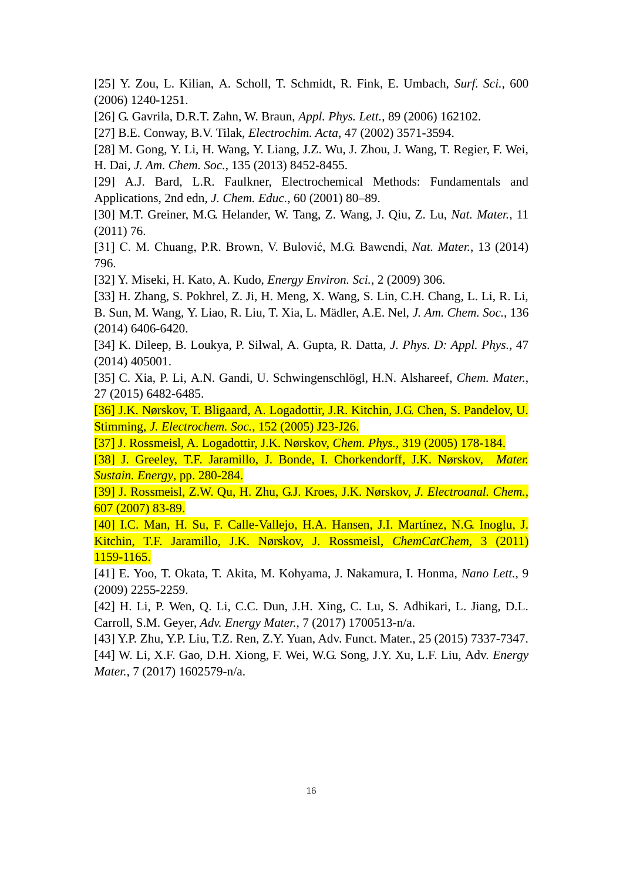[25] Y. Zou, L. Kilian, A. Scholl, T. Schmidt, R. Fink, E. Umbach, *Surf. Sci.*, 600 (2006) 1240-1251.

[26] G. Gavrila, D.R.T. Zahn, W. Braun, *Appl. Phys. Lett.*, 89 (2006) 162102.

[27] B.E. Conway, B.V. Tilak, *Electrochim. Acta*, 47 (2002) 3571-3594.

[28] M. Gong, Y. Li, H. Wang, Y. Liang, J.Z. Wu, J. Zhou, J. Wang, T. Regier, F. Wei, H. Dai, *J. Am. Chem. Soc.*, 135 (2013) 8452-8455.

[29] A.J. Bard, L.R. Faulkner, Electrochemical Methods: Fundamentals and Applications, 2nd edn, *J. Chem. Educ.*, 60 (2001) 80–89.

[30] M.T. Greiner, M.G. Helander, W. Tang, Z. Wang, J. Qiu, Z. Lu, *Nat. Mater.*, 11 (2011) 76.

[31] C. M. Chuang, P.R. Brown, V. Bulović, M.G. Bawendi, *Nat. Mater.*, 13 (2014) 796.

[32] Y. Miseki, H. Kato, A. Kudo, *Energy Environ. Sci.*, 2 (2009) 306.

[33] H. Zhang, S. Pokhrel, Z. Ji, H. Meng, X. Wang, S. Lin, C.H. Chang, L. Li, R. Li, B. Sun, M. Wang, Y. Liao, R. Liu, T. Xia, L. Mädler, A.E. Nel, *J. Am. Chem. Soc.*, 136 (2014) 6406-6420.

[34] K. Dileep, B. Loukya, P. Silwal, A. Gupta, R. Datta, *J. Phys. D: Appl. Phys.*, 47 (2014) 405001.

[35] C. Xia, P. Li, A.N. Gandi, U. Schwingenschlögl, H.N. Alshareef, *Chem. Mater.*, 27 (2015) 6482-6485.

[36] J.K. Nørskov, T. Bligaard, A. Logadottir, J.R. Kitchin, J.G. Chen, S. Pandelov, U. Stimming, *J. Electrochem. Soc.*, 152 (2005) J23-J26.

[37] J. Rossmeisl, A. Logadottir, J.K. Nørskov, *Chem. Phys.*, 319 (2005) 178-184.

[38] J. Greeley, T.F. Jaramillo, J. Bonde, I. Chorkendorff, J.K. Nørskov, *Mater. Sustain. Energy*, pp. 280-284.

[39] J. Rossmeisl, Z.W. Qu, H. Zhu, G.J. Kroes, J.K. Nørskov, *J. Electroanal. Chem.*, 607 (2007) 83-89.

[40] I.C. Man, H. Su, F. Calle-Vallejo, H.A. Hansen, J.I. Martínez, N.G. Inoglu, J. Kitchin, T.F. Jaramillo, J.K. Nørskov, J. Rossmeisl, *ChemCatChem*, 3 (2011) 1159-1165.

[41] E. Yoo, T. Okata, T. Akita, M. Kohyama, J. Nakamura, I. Honma, *Nano Lett.*, 9 (2009) 2255-2259.

[42] H. Li, P. Wen, Q. Li, C.C. Dun, J.H. Xing, C. Lu, S. Adhikari, L. Jiang, D.L. Carroll, S.M. Geyer, *Adv. Energy Mater.*, 7 (2017) 1700513-n/a.

[43] Y.P. Zhu, Y.P. Liu, T.Z. Ren, Z.Y. Yuan, Adv. Funct. Mater., 25 (2015) 7337-7347.

[44] W. Li, X.F. Gao, D.H. Xiong, F. Wei, W.G. Song, J.Y. Xu, L.F. Liu, Adv. *Energy Mater.*, 7 (2017) 1602579-n/a.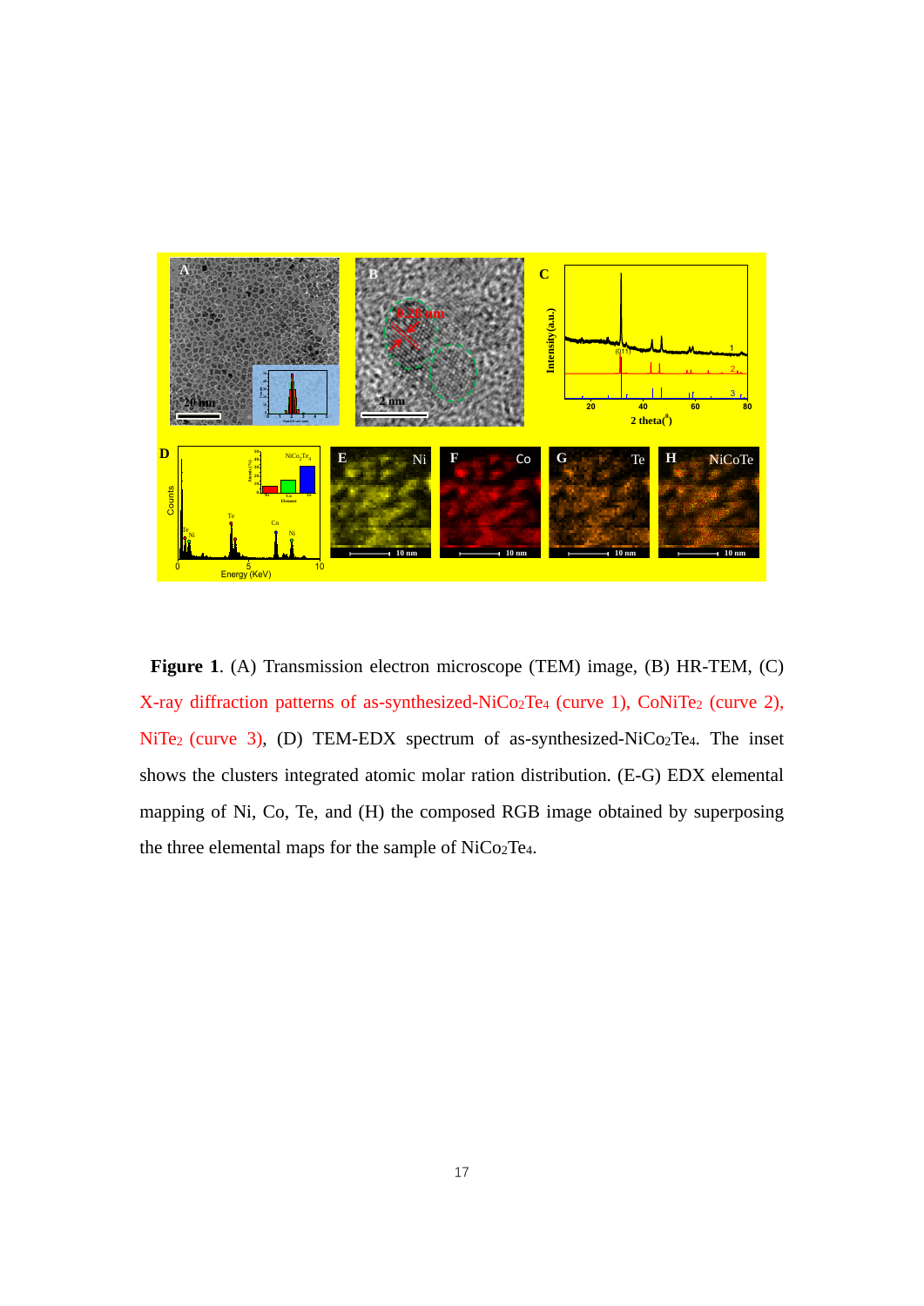**Figure 1**. (A) Transmission electron microscope (TEM) image, (B) HR-TEM, (C) X-ray diffraction patterns of as-synthesized-$NiCo_2Te_4$ (curve 1), $CoNiTe_2$ (curve 2), $NiTe_2$ (curve 3), (D) TEM-EDX spectrum of as-synthesized-$NiCo_2Te_4$. The inset shows the clusters integrated atomic molar ration distribution. (E-G) EDX elemental mapping of Ni, Co, Te, and (H) the composed RGB image obtained by superposing the three elemental maps for the sample of $NiCo_2Te_4$.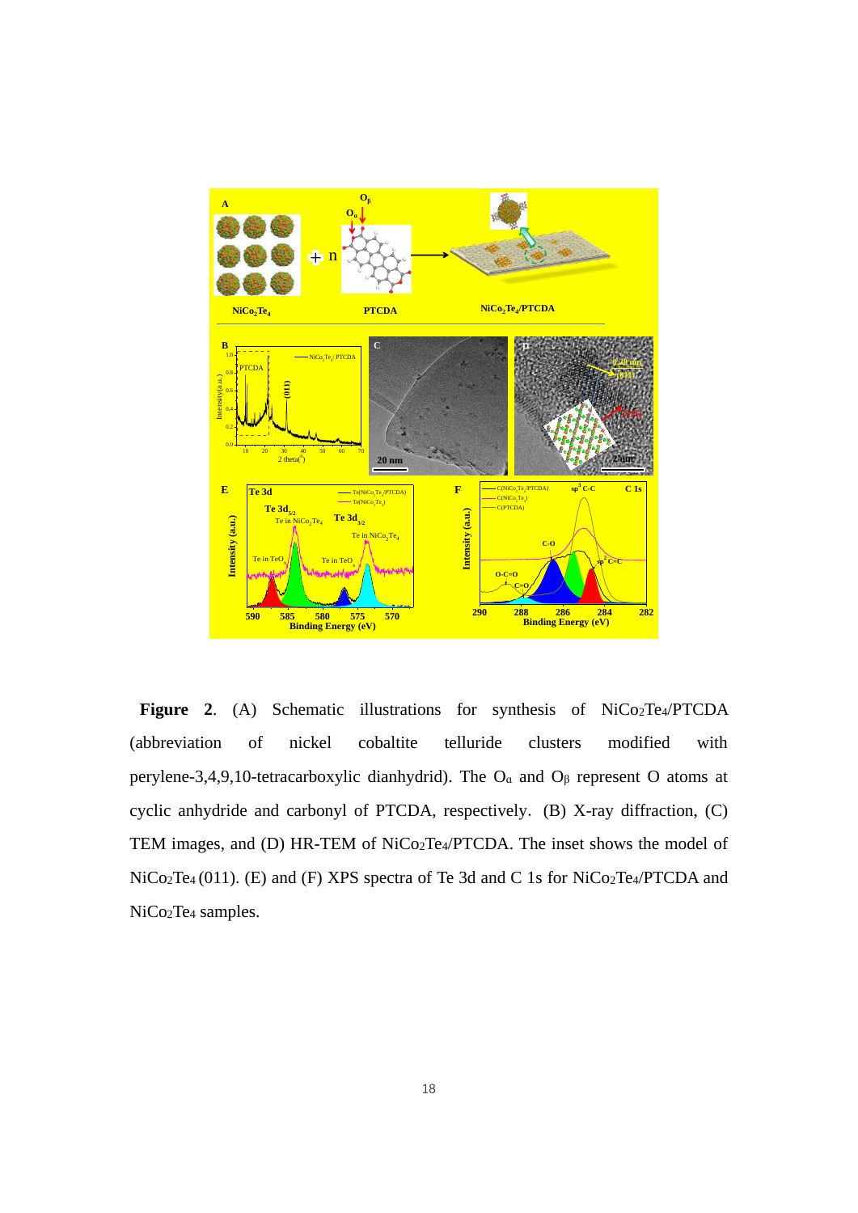**Figure 2**. (A) Schematic illustrations for synthesis of $NiCo_2Te_4$/PTCDA (abbreviation of nickel cobaltite telluride clusters modified with perylene-3,4,9,10-tetracarboxylic dianhydrid). The $O_\alpha$ and $O_\beta$ represent O atoms at cyclic anhydride and carbonyl of PTCDA, respectively. (B) X-ray diffraction, (C) TEM images, and (D) HR-TEM of $NiCo_2Te_4$/PTCDA. The inset shows the model of $NiCo_2Te_4$ (011). (E) and (F) XPS spectra of Te 3d and C 1s for $NiCo_2Te_4$/PTCDA and $NiCo_2Te_4$ samples.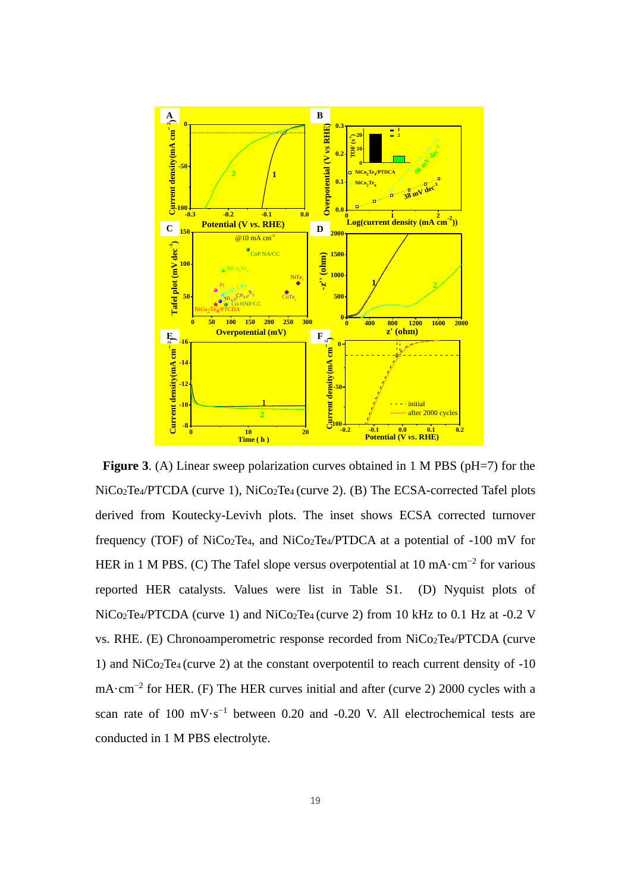**Figure 3**. (A) Linear sweep polarization curves obtained in 1 M PBS (pH=7) for the $NiCo_2Te_4$/PTCDA (curve 1), $NiCo_2Te_4$ (curve 2). (B) The ECSA-corrected Tafel plots derived from Koutecky-Levivh plots. The inset shows ECSA corrected turnover frequency (TOF) of $NiCo_2Te_4$, and $NiCo_2Te_4$/PTDCA at a potential of -100 mV for HER in 1 M PBS. (C) The Tafel slope versus overpotential at 10 mA·cm$^{-2}$ for various reported HER catalysts. Values were list in Table S1. (D) Nyquist plots of $NiCo_2Te_4$/PTCDA (curve 1) and $NiCo_2Te_4$ (curve 2) from 10 kHz to 0.1 Hz at -0.2 V vs. RHE. (E) Chronoamperometric response recorded from $NiCo_2Te_4$/PTCDA (curve 1) and $NiCo_2Te_4$ (curve 2) at the constant overpotentil to reach current density of -10 mA·cm$^{-2}$ for HER. (F) The HER curves initial and after (curve 2) 2000 cycles with a scan rate of 100 mV·s$^{-1}$ between 0.20 and -0.20 V. All electrochemical tests are conducted in 1 M PBS electrolyte.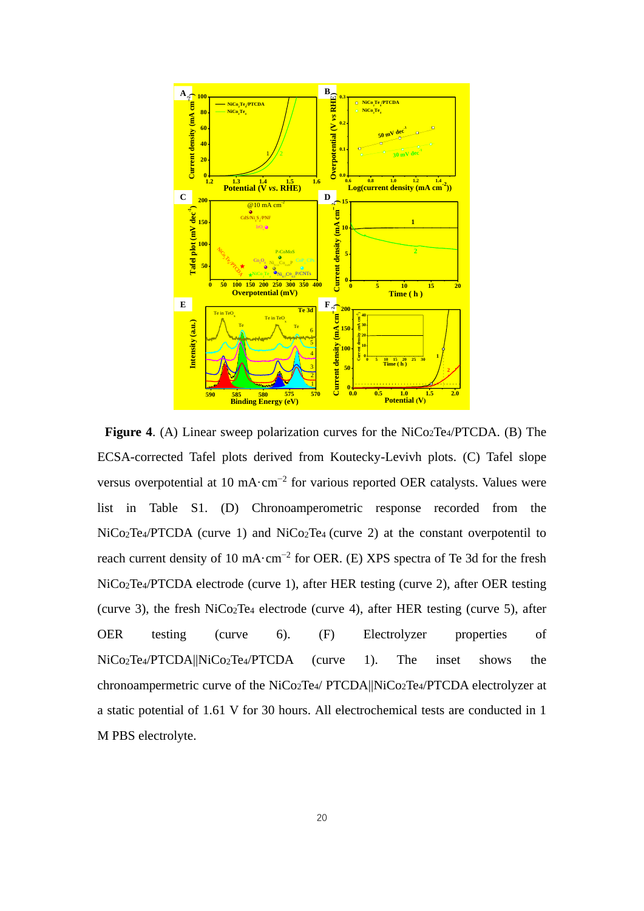**Figure 4**. (A) Linear sweep polarization curves for the $NiCo_2Te_4$/PTCDA. (B) The ECSA-corrected Tafel plots derived from Koutecky-Levivh plots. (C) Tafel slope versus overpotential at 10 mA·cm$^{-2}$ for various reported OER catalysts. Values were list in Table S1. (D) Chronoamperometric response recorded from the $NiCo_2Te_4$/PTCDA (curve 1) and $NiCo_2Te_4$ (curve 2) at the constant overpotentil to reach current density of 10 mA·cm$^{-2}$ for OER. (E) XPS spectra of Te 3d for the fresh $NiCo_2Te_4$/PTCDA electrode (curve 1), after HER testing (curve 2), after OER testing (curve 3), the fresh $NiCo_2Te_4$ electrode (curve 4), after HER testing (curve 5), after OER testing (curve 6). (F) Electrolyzer properties of $NiCo_2Te_4$/PTCDA||$NiCo_2Te_4$/PTCDA (curve 1). The inset shows the chronoampermetric curve of the $NiCo_2Te_4$/ PTCDA||$NiCo_2Te_4$/PTCDA electrolyzer at a static potential of 1.61 V for 30 hours. All electrochemical tests are conducted in 1 M PBS electrolyte.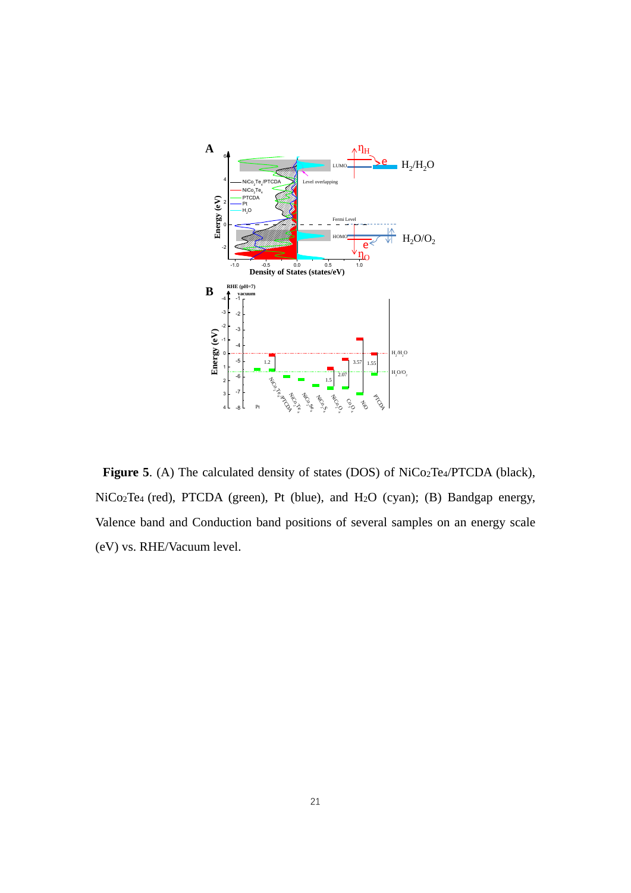**Figure 5**. (A) The calculated density of states (DOS) of $NiCo_2Te_4$/PTCDA (black), $NiCo_2Te_4$ (red), PTCDA (green), Pt (blue), and $H_2O$ (cyan); (B) Bandgap energy, Valence band and Conduction band positions of several samples on an energy scale (eV) vs. RHE/Vacuum level.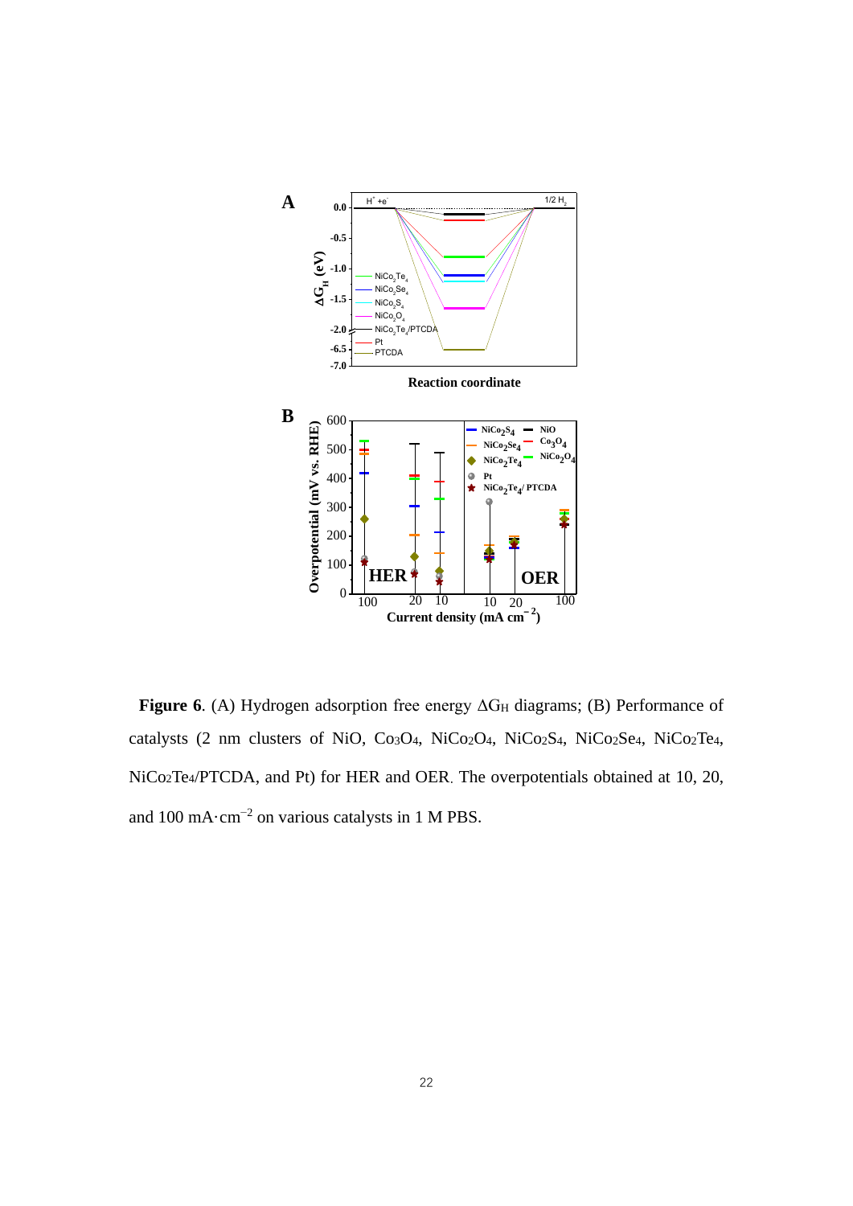A

$H^+ + e^-$

1/2 $H_2$

0.0

-0.5

-1.0

-1.5

-2.0

-6.5

-7.0

$\Delta G_H$ (eV)

$NiCo_2Te_4$

$NiCo_2Se_4$

$NiCo_2S_4$

$NiCo_2O_4$

$NiCo_2Te_4$/PTCDA

Pt

PTCDA

Reaction coordinate

B

Overpotential (mV vs. RHE)

600

500

400

300

200

100

0

HER

OER

100 20 10 10 20 100

Current density (mA $cm^{-2}$)

$NiCo_2S_4$

$NiCo_2Se_4$

$NiCo_2Te_4$

Pt

$NiCo_2Te_4$/ PTCDA

NiO

$Co_3O_4$

$NiCo_2O_4$

**Figure 6**. (A) Hydrogen adsorption free energy $\Delta G_H$ diagrams; (B) Performance of catalysts (2 nm clusters of NiO, $Co_3O_4$, $NiCo_2O_4$, $NiCo_2S_4$, $NiCo_2Se_4$, $NiCo_2Te_4$, $NiCo_2Te_4$/PTCDA, and Pt) for HER and OER. The overpotentials obtained at 10, 20, and 100 $mA{\cdot}cm^{-2}$ on various catalysts in 1 M PBS.